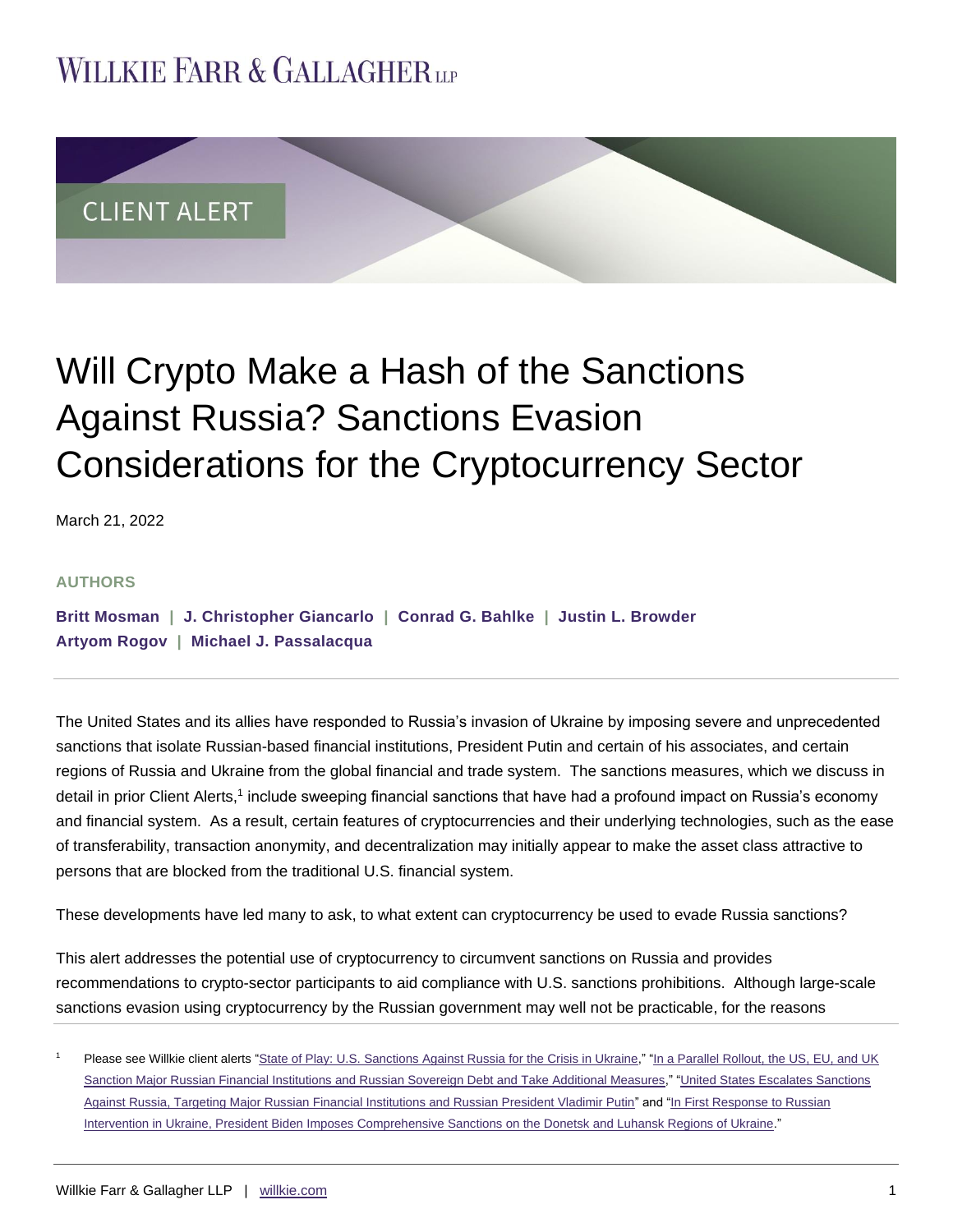# Willkie Farr & Gallagher LLP

CLIENT ALERT

# Will Crypto Make a Hash of the Sanctions Against Russia? Sanctions Evasion Considerations for the Cryptocurrency Sector

March 21, 2022

**AUTHORS**

**Britt Mosman | J. Christopher Giancarlo | Conrad G. Bahlke | Justin L. Browder**
**Artyom Rogov | Michael J. Passalacqua**

The United States and its allies have responded to Russia's invasion of Ukraine by imposing severe and unprecedented sanctions that isolate Russian-based financial institutions, President Putin and certain of his associates, and certain regions of Russia and Ukraine from the global financial and trade system. The sanctions measures, which we discuss in detail in prior Client Alerts,[1] include sweeping financial sanctions that have had a profound impact on Russia's economy and financial system. As a result, certain features of cryptocurrencies and their underlying technologies, such as the ease of transferability, transaction anonymity, and decentralization may initially appear to make the asset class attractive to persons that are blocked from the traditional U.S. financial system.

These developments have led many to ask, to what extent can cryptocurrency be used to evade Russia sanctions?

This alert addresses the potential use of cryptocurrency to circumvent sanctions on Russia and provides recommendations to crypto-sector participants to aid compliance with U.S. sanctions prohibitions. Although large-scale sanctions evasion using cryptocurrency by the Russian government may well not be practicable, for the reasons

---

[1] Please see Willkie client alerts "State of Play: U.S. Sanctions Against Russia for the Crisis in Ukraine," "In a Parallel Rollout, the US, EU, and UK Sanction Major Russian Financial Institutions and Russian Sovereign Debt and Take Additional Measures," "United States Escalates Sanctions Against Russia, Targeting Major Russian Financial Institutions and Russian President Vladimir Putin" and "In First Response to Russian Intervention in Ukraine, President Biden Imposes Comprehensive Sanctions on the Donetsk and Luhansk Regions of Ukraine."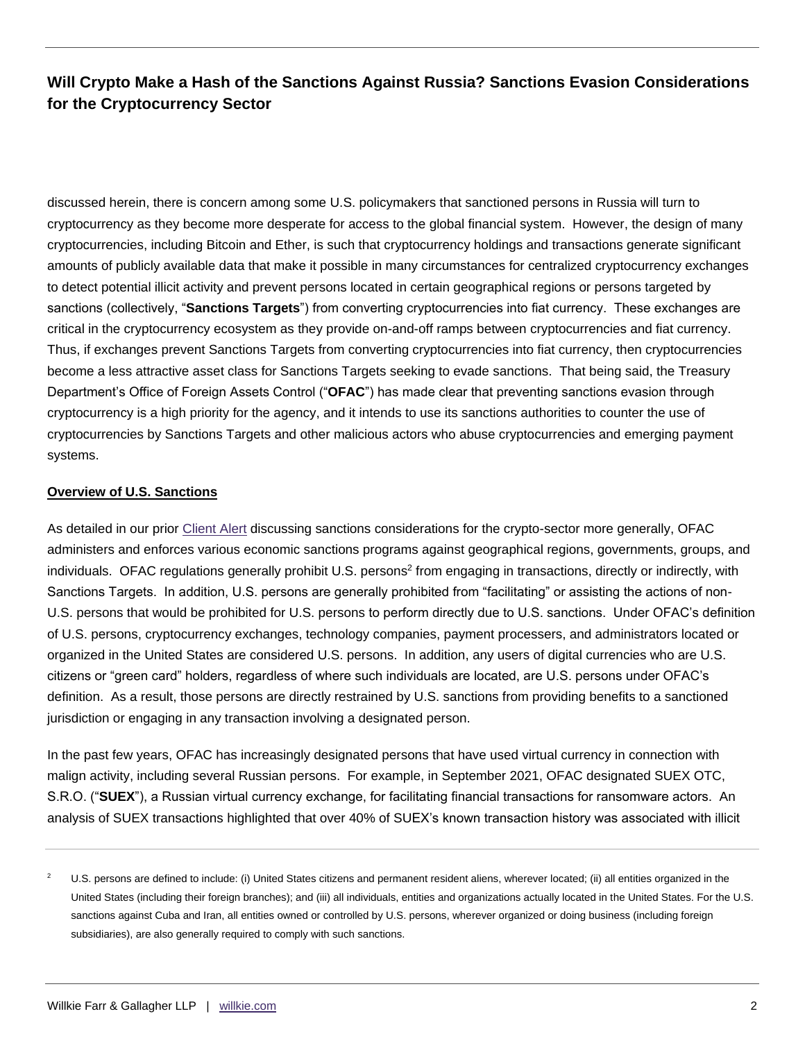discussed herein, there is concern among some U.S. policymakers that sanctioned persons in Russia will turn to cryptocurrency as they become more desperate for access to the global financial system. However, the design of many cryptocurrencies, including Bitcoin and Ether, is such that cryptocurrency holdings and transactions generate significant amounts of publicly available data that make it possible in many circumstances for centralized cryptocurrency exchanges to detect potential illicit activity and prevent persons located in certain geographical regions or persons targeted by sanctions (collectively, "**Sanctions Targets**") from converting cryptocurrencies into fiat currency. These exchanges are critical in the cryptocurrency ecosystem as they provide on-and-off ramps between cryptocurrencies and fiat currency. Thus, if exchanges prevent Sanctions Targets from converting cryptocurrencies into fiat currency, then cryptocurrencies become a less attractive asset class for Sanctions Targets seeking to evade sanctions. That being said, the Treasury Department's Office of Foreign Assets Control ("**OFAC**") has made clear that preventing sanctions evasion through cryptocurrency is a high priority for the agency, and it intends to use its sanctions authorities to counter the use of cryptocurrencies by Sanctions Targets and other malicious actors who abuse cryptocurrencies and emerging payment systems.

## Overview of U.S. Sanctions

As detailed in our prior Client Alert discussing sanctions considerations for the crypto-sector more generally, OFAC administers and enforces various economic sanctions programs against geographical regions, governments, groups, and individuals. OFAC regulations generally prohibit U.S. persons[2] from engaging in transactions, directly or indirectly, with Sanctions Targets. In addition, U.S. persons are generally prohibited from "facilitating" or assisting the actions of non-U.S. persons that would be prohibited for U.S. persons to perform directly due to U.S. sanctions. Under OFAC's definition of U.S. persons, cryptocurrency exchanges, technology companies, payment processers, and administrators located or organized in the United States are considered U.S. persons. In addition, any users of digital currencies who are U.S. citizens or "green card" holders, regardless of where such individuals are located, are U.S. persons under OFAC's definition. As a result, those persons are directly restrained by U.S. sanctions from providing benefits to a sanctioned jurisdiction or engaging in any transaction involving a designated person.

In the past few years, OFAC has increasingly designated persons that have used virtual currency in connection with malign activity, including several Russian persons. For example, in September 2021, OFAC designated SUEX OTC, S.R.O. ("**SUEX**"), a Russian virtual currency exchange, for facilitating financial transactions for ransomware actors. An analysis of SUEX transactions highlighted that over 40% of SUEX's known transaction history was associated with illicit

[2] U.S. persons are defined to include: (i) United States citizens and permanent resident aliens, wherever located; (ii) all entities organized in the United States (including their foreign branches); and (iii) all individuals, entities and organizations actually located in the United States. For the U.S. sanctions against Cuba and Iran, all entities owned or controlled by U.S. persons, wherever organized or doing business (including foreign subsidiaries), are also generally required to comply with such sanctions.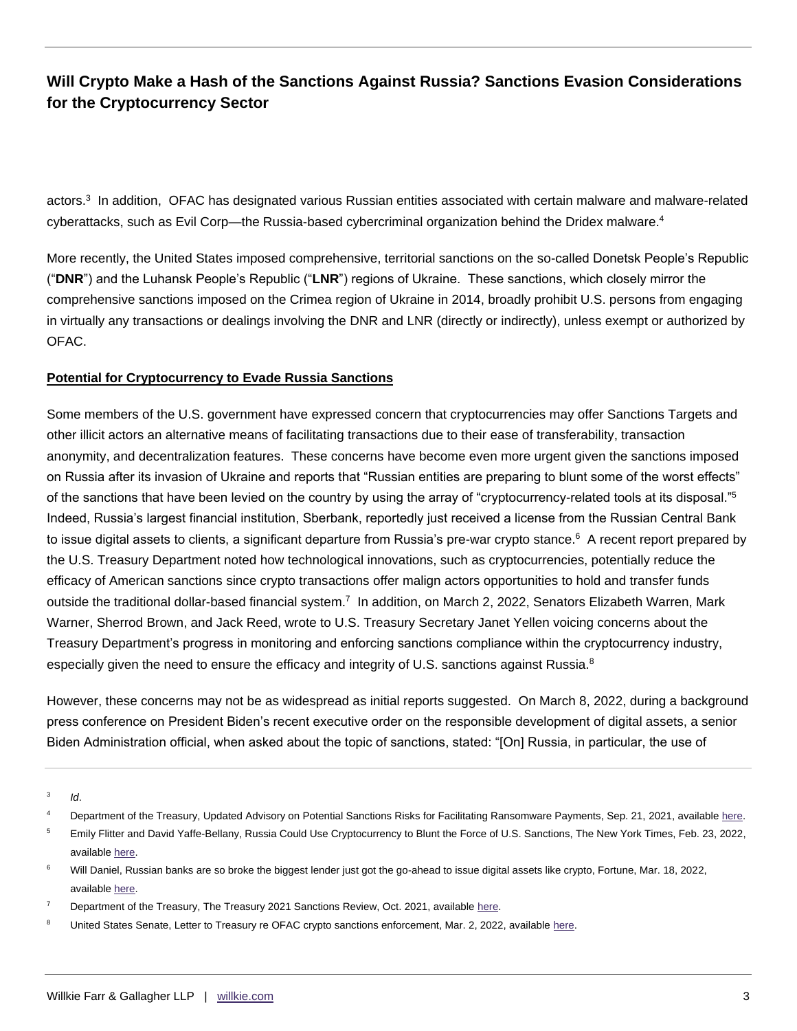actors.[3] In addition, OFAC has designated various Russian entities associated with certain malware and malware-related cyberattacks, such as Evil Corp—the Russia-based cybercriminal organization behind the Dridex malware.[4]

More recently, the United States imposed comprehensive, territorial sanctions on the so-called Donetsk People's Republic ("**DNR**") and the Luhansk People's Republic ("**LNR**") regions of Ukraine. These sanctions, which closely mirror the comprehensive sanctions imposed on the Crimea region of Ukraine in 2014, broadly prohibit U.S. persons from engaging in virtually any transactions or dealings involving the DNR and LNR (directly or indirectly), unless exempt or authorized by OFAC.

**Potential for Cryptocurrency to Evade Russia Sanctions**

Some members of the U.S. government have expressed concern that cryptocurrencies may offer Sanctions Targets and other illicit actors an alternative means of facilitating transactions due to their ease of transferability, transaction anonymity, and decentralization features. These concerns have become even more urgent given the sanctions imposed on Russia after its invasion of Ukraine and reports that "Russian entities are preparing to blunt some of the worst effects" of the sanctions that have been levied on the country by using the array of "cryptocurrency-related tools at its disposal."[5] Indeed, Russia's largest financial institution, Sberbank, reportedly just received a license from the Russian Central Bank to issue digital assets to clients, a significant departure from Russia's pre-war crypto stance.[6] A recent report prepared by the U.S. Treasury Department noted how technological innovations, such as cryptocurrencies, potentially reduce the efficacy of American sanctions since crypto transactions offer malign actors opportunities to hold and transfer funds outside the traditional dollar-based financial system.[7] In addition, on March 2, 2022, Senators Elizabeth Warren, Mark Warner, Sherrod Brown, and Jack Reed, wrote to U.S. Treasury Secretary Janet Yellen voicing concerns about the Treasury Department's progress in monitoring and enforcing sanctions compliance within the cryptocurrency industry, especially given the need to ensure the efficacy and integrity of U.S. sanctions against Russia.[8]

However, these concerns may not be as widespread as initial reports suggested. On March 8, 2022, during a background press conference on President Biden's recent executive order on the responsible development of digital assets, a senior Biden Administration official, when asked about the topic of sanctions, stated: "[On] Russia, in particular, the use of

---

[3] *Id*.

[4] Department of the Treasury, Updated Advisory on Potential Sanctions Risks for Facilitating Ransomware Payments, Sep. 21, 2021, available here.

[5] Emily Flitter and David Yaffe-Bellany, Russia Could Use Cryptocurrency to Blunt the Force of U.S. Sanctions, The New York Times, Feb. 23, 2022, available here.

[6] Will Daniel, Russian banks are so broke the biggest lender just got the go-ahead to issue digital assets like crypto, Fortune, Mar. 18, 2022, available here.

[7] Department of the Treasury, The Treasury 2021 Sanctions Review, Oct. 2021, available here.

[8] United States Senate, Letter to Treasury re OFAC crypto sanctions enforcement, Mar. 2, 2022, available here.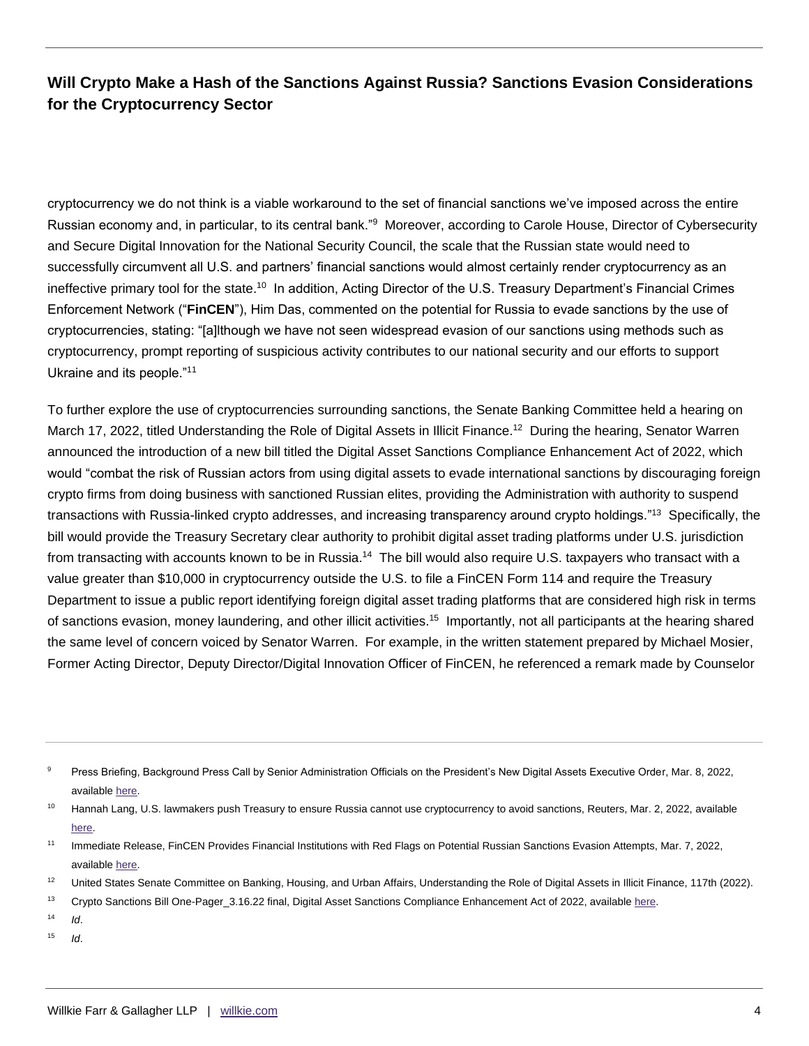cryptocurrency we do not think is a viable workaround to the set of financial sanctions we've imposed across the entire Russian economy and, in particular, to its central bank."[9] Moreover, according to Carole House, Director of Cybersecurity and Secure Digital Innovation for the National Security Council, the scale that the Russian state would need to successfully circumvent all U.S. and partners' financial sanctions would almost certainly render cryptocurrency as an ineffective primary tool for the state.[10] In addition, Acting Director of the U.S. Treasury Department's Financial Crimes Enforcement Network ("**FinCEN**"), Him Das, commented on the potential for Russia to evade sanctions by the use of cryptocurrencies, stating: "[a]lthough we have not seen widespread evasion of our sanctions using methods such as cryptocurrency, prompt reporting of suspicious activity contributes to our national security and our efforts to support Ukraine and its people."[11]

To further explore the use of cryptocurrencies surrounding sanctions, the Senate Banking Committee held a hearing on March 17, 2022, titled Understanding the Role of Digital Assets in Illicit Finance.[12] During the hearing, Senator Warren announced the introduction of a new bill titled the Digital Asset Sanctions Compliance Enhancement Act of 2022, which would "combat the risk of Russian actors from using digital assets to evade international sanctions by discouraging foreign crypto firms from doing business with sanctioned Russian elites, providing the Administration with authority to suspend transactions with Russia-linked crypto addresses, and increasing transparency around crypto holdings."[13] Specifically, the bill would provide the Treasury Secretary clear authority to prohibit digital asset trading platforms under U.S. jurisdiction from transacting with accounts known to be in Russia.[14] The bill would also require U.S. taxpayers who transact with a value greater than $10,000 in cryptocurrency outside the U.S. to file a FinCEN Form 114 and require the Treasury Department to issue a public report identifying foreign digital asset trading platforms that are considered high risk in terms of sanctions evasion, money laundering, and other illicit activities.[15] Importantly, not all participants at the hearing shared the same level of concern voiced by Senator Warren. For example, in the written statement prepared by Michael Mosier, Former Acting Director, Deputy Director/Digital Innovation Officer of FinCEN, he referenced a remark made by Counselor

---

[9] Press Briefing, Background Press Call by Senior Administration Officials on the President's New Digital Assets Executive Order, Mar. 8, 2022, available here.

[10] Hannah Lang, U.S. lawmakers push Treasury to ensure Russia cannot use cryptocurrency to avoid sanctions, Reuters, Mar. 2, 2022, available here.

[11] Immediate Release, FinCEN Provides Financial Institutions with Red Flags on Potential Russian Sanctions Evasion Attempts, Mar. 7, 2022, available here.

[12] United States Senate Committee on Banking, Housing, and Urban Affairs, Understanding the Role of Digital Assets in Illicit Finance, 117th (2022).

[13] Crypto Sanctions Bill One-Pager_3.16.22 final, Digital Asset Sanctions Compliance Enhancement Act of 2022, available here.

[14] *Id*.

[15] *Id*.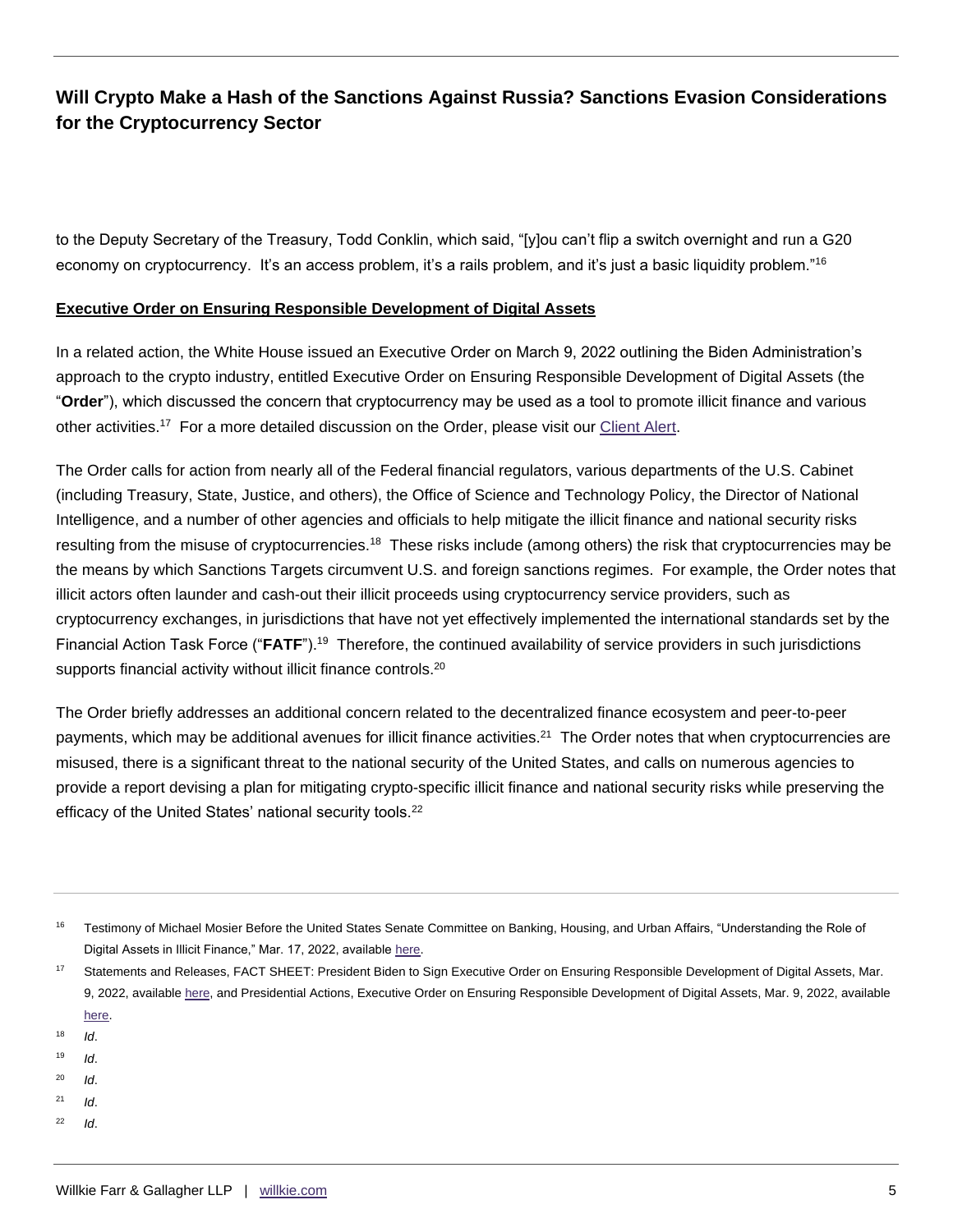to the Deputy Secretary of the Treasury, Todd Conklin, which said, "[y]ou can't flip a switch overnight and run a G20 economy on cryptocurrency. It's an access problem, it's a rails problem, and it's just a basic liquidity problem."[16]

**Executive Order on Ensuring Responsible Development of Digital Assets**

In a related action, the White House issued an Executive Order on March 9, 2022 outlining the Biden Administration's approach to the crypto industry, entitled Executive Order on Ensuring Responsible Development of Digital Assets (the "**Order**"), which discussed the concern that cryptocurrency may be used as a tool to promote illicit finance and various other activities.[17] For a more detailed discussion on the Order, please visit our Client Alert.

The Order calls for action from nearly all of the Federal financial regulators, various departments of the U.S. Cabinet (including Treasury, State, Justice, and others), the Office of Science and Technology Policy, the Director of National Intelligence, and a number of other agencies and officials to help mitigate the illicit finance and national security risks resulting from the misuse of cryptocurrencies.[18] These risks include (among others) the risk that cryptocurrencies may be the means by which Sanctions Targets circumvent U.S. and foreign sanctions regimes. For example, the Order notes that illicit actors often launder and cash-out their illicit proceeds using cryptocurrency service providers, such as cryptocurrency exchanges, in jurisdictions that have not yet effectively implemented the international standards set by the Financial Action Task Force ("**FATF**").[19] Therefore, the continued availability of service providers in such jurisdictions supports financial activity without illicit finance controls.[20]

The Order briefly addresses an additional concern related to the decentralized finance ecosystem and peer-to-peer payments, which may be additional avenues for illicit finance activities.[21] The Order notes that when cryptocurrencies are misused, there is a significant threat to the national security of the United States, and calls on numerous agencies to provide a report devising a plan for mitigating crypto-specific illicit finance and national security risks while preserving the efficacy of the United States' national security tools.[22]

---

[16] Testimony of Michael Mosier Before the United States Senate Committee on Banking, Housing, and Urban Affairs, "Understanding the Role of Digital Assets in Illicit Finance," Mar. 17, 2022, available here.

[17] Statements and Releases, FACT SHEET: President Biden to Sign Executive Order on Ensuring Responsible Development of Digital Assets, Mar. 9, 2022, available here, and Presidential Actions, Executive Order on Ensuring Responsible Development of Digital Assets, Mar. 9, 2022, available here.

[18] *Id*.

[19] *Id*.

[20] *Id*.

[21] *Id*.

[22] *Id*.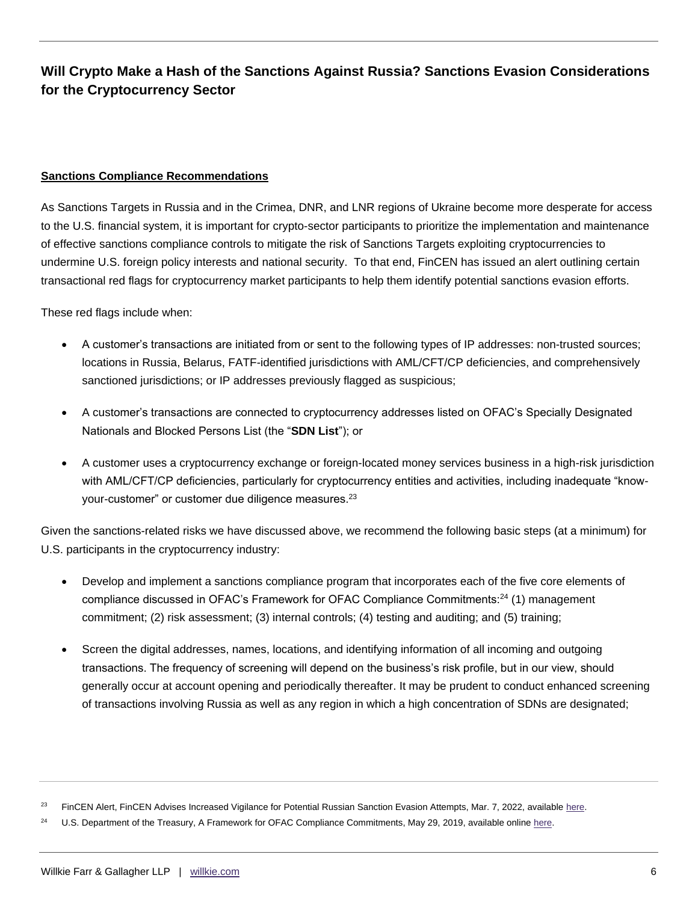## Sanctions Compliance Recommendations

As Sanctions Targets in Russia and in the Crimea, DNR, and LNR regions of Ukraine become more desperate for access to the U.S. financial system, it is important for crypto-sector participants to prioritize the implementation and maintenance of effective sanctions compliance controls to mitigate the risk of Sanctions Targets exploiting cryptocurrencies to undermine U.S. foreign policy interests and national security. To that end, FinCEN has issued an alert outlining certain transactional red flags for cryptocurrency market participants to help them identify potential sanctions evasion efforts.

These red flags include when:

- A customer's transactions are initiated from or sent to the following types of IP addresses: non-trusted sources; locations in Russia, Belarus, FATF-identified jurisdictions with AML/CFT/CP deficiencies, and comprehensively sanctioned jurisdictions; or IP addresses previously flagged as suspicious;
- A customer's transactions are connected to cryptocurrency addresses listed on OFAC's Specially Designated Nationals and Blocked Persons List (the "**SDN List**"); or
- A customer uses a cryptocurrency exchange or foreign-located money services business in a high-risk jurisdiction with AML/CFT/CP deficiencies, particularly for cryptocurrency entities and activities, including inadequate "know-your-customer" or customer due diligence measures.[23]

Given the sanctions-related risks we have discussed above, we recommend the following basic steps (at a minimum) for U.S. participants in the cryptocurrency industry:

- Develop and implement a sanctions compliance program that incorporates each of the five core elements of compliance discussed in OFAC's Framework for OFAC Compliance Commitments:[24] (1) management commitment; (2) risk assessment; (3) internal controls; (4) testing and auditing; and (5) training;
- Screen the digital addresses, names, locations, and identifying information of all incoming and outgoing transactions. The frequency of screening will depend on the business's risk profile, but in our view, should generally occur at account opening and periodically thereafter. It may be prudent to conduct enhanced screening of transactions involving Russia as well as any region in which a high concentration of SDNs are designated;

---

[23] FinCEN Alert, FinCEN Advises Increased Vigilance for Potential Russian Sanction Evasion Attempts, Mar. 7, 2022, available here.

[24] U.S. Department of the Treasury, A Framework for OFAC Compliance Commitments, May 29, 2019, available online here.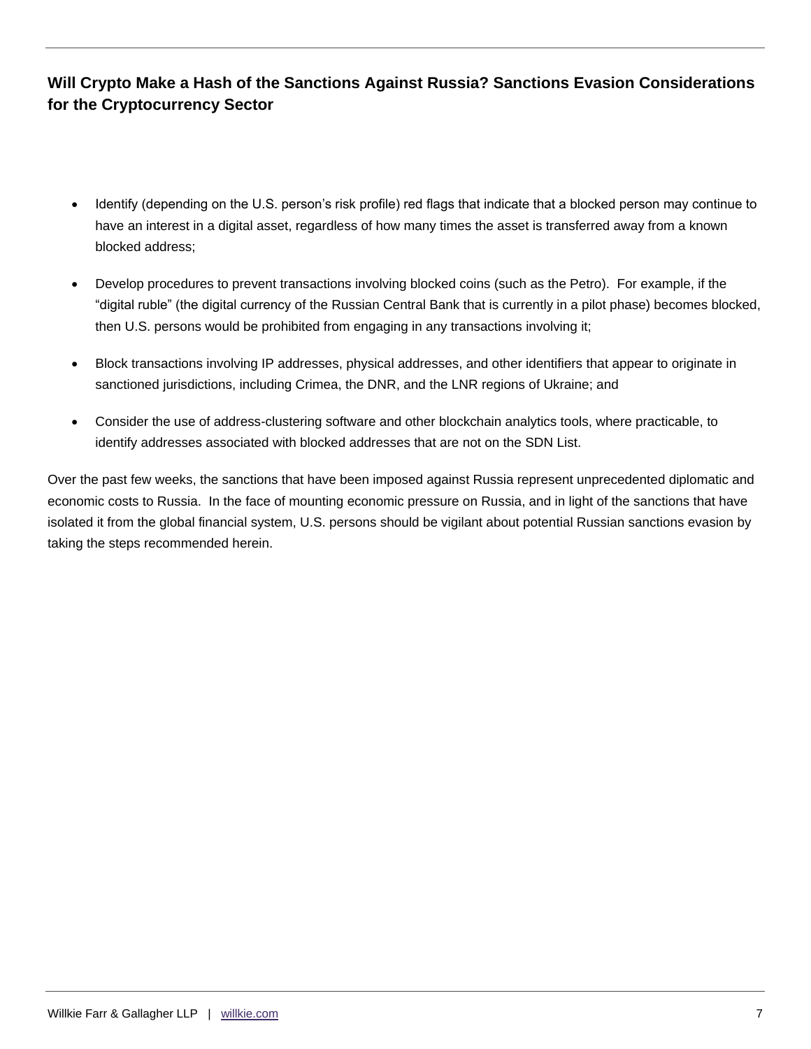- Identify (depending on the U.S. person's risk profile) red flags that indicate that a blocked person may continue to have an interest in a digital asset, regardless of how many times the asset is transferred away from a known blocked address;

- Develop procedures to prevent transactions involving blocked coins (such as the Petro). For example, if the "digital ruble" (the digital currency of the Russian Central Bank that is currently in a pilot phase) becomes blocked, then U.S. persons would be prohibited from engaging in any transactions involving it;

- Block transactions involving IP addresses, physical addresses, and other identifiers that appear to originate in sanctioned jurisdictions, including Crimea, the DNR, and the LNR regions of Ukraine; and

- Consider the use of address-clustering software and other blockchain analytics tools, where practicable, to identify addresses associated with blocked addresses that are not on the SDN List.

Over the past few weeks, the sanctions that have been imposed against Russia represent unprecedented diplomatic and economic costs to Russia. In the face of mounting economic pressure on Russia, and in light of the sanctions that have isolated it from the global financial system, U.S. persons should be vigilant about potential Russian sanctions evasion by taking the steps recommended herein.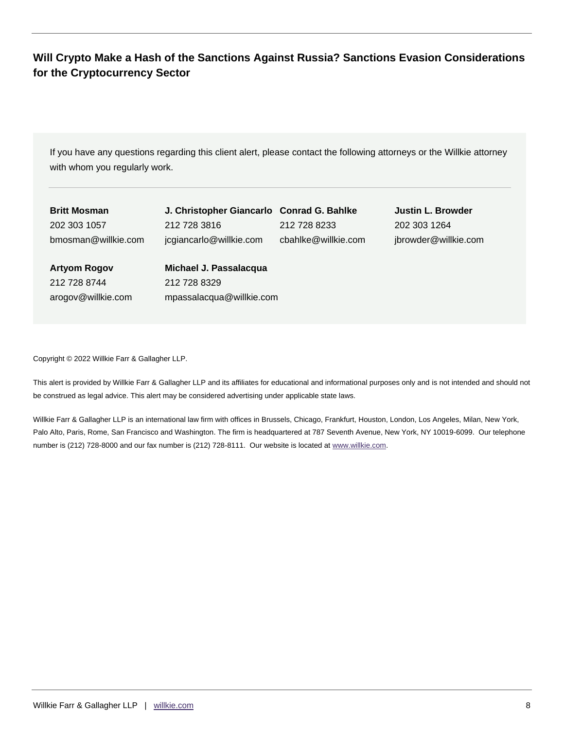If you have any questions regarding this client alert, please contact the following attorneys or the Willkie attorney with whom you regularly work.

| | | | |
|---|---|---|---|
| **Britt Mosman**<br>202 303 1057<br>bmosman@willkie.com | **J. Christopher Giancarlo**<br>212 728 3816<br>jcgiancarlo@willkie.com | **Conrad G. Bahlke**<br>212 728 8233<br>cbahlke@willkie.com | **Justin L. Browder**<br>202 303 1264<br>jbrowder@willkie.com |
| **Artyom Rogov**<br>212 728 8744<br>arogov@willkie.com | **Michael J. Passalacqua**<br>212 728 8329<br>mpassalacqua@willkie.com | | |

Copyright © 2022 Willkie Farr & Gallagher LLP.

This alert is provided by Willkie Farr & Gallagher LLP and its affiliates for educational and informational purposes only and is not intended and should not be construed as legal advice. This alert may be considered advertising under applicable state laws.

Willkie Farr & Gallagher LLP is an international law firm with offices in Brussels, Chicago, Frankfurt, Houston, London, Los Angeles, Milan, New York, Palo Alto, Paris, Rome, San Francisco and Washington. The firm is headquartered at 787 Seventh Avenue, New York, NY 10019-6099. Our telephone number is (212) 728-8000 and our fax number is (212) 728-8111. Our website is located at [www.willkie.com](http://www.willkie.com).